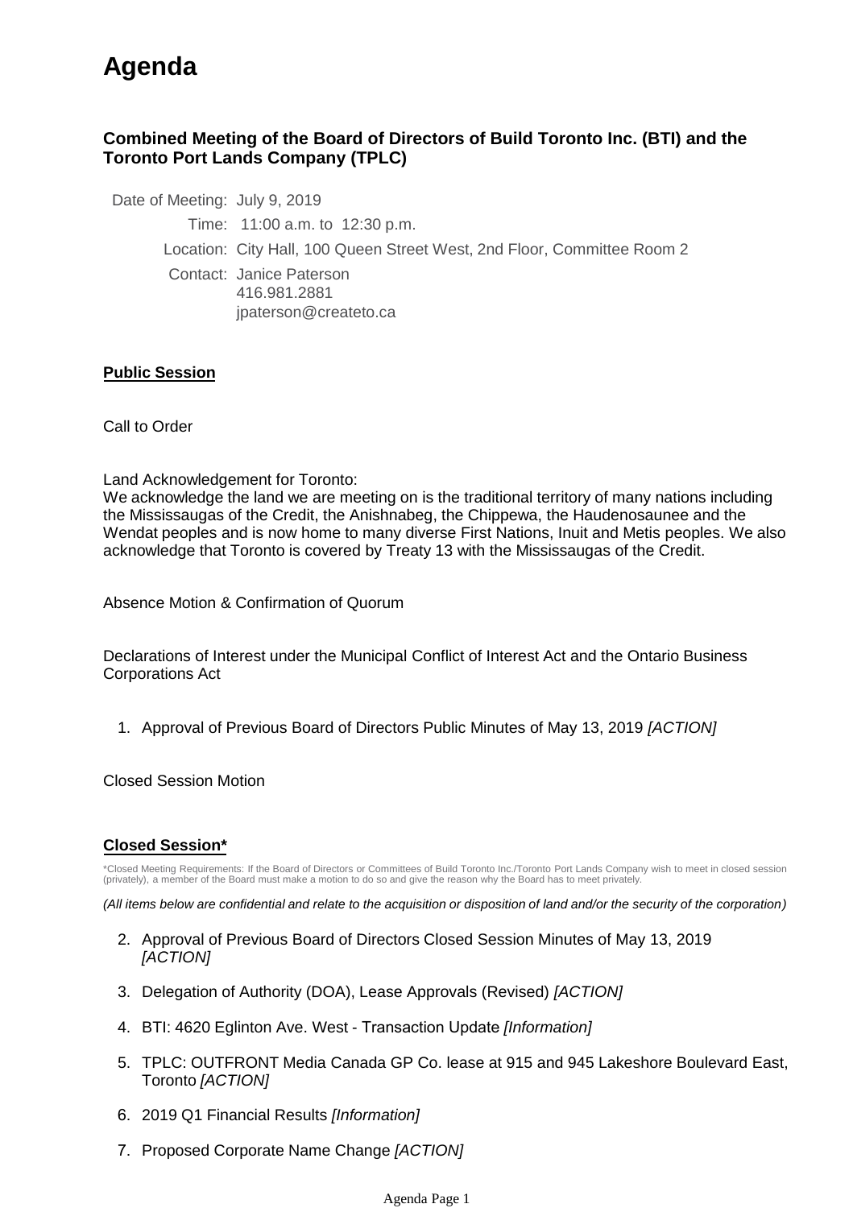# Agenda

## Combined Meeting of the Board of Directors of Build Toronto Inc. (BTI) and the Toronto Port Lands Company (TPLC)

Date of Meeting: July 9, 2019

Time: 11:00 a.m. to 12:30 p.m.

Location: City Hall, 100 Queen Street West, 2nd Floor, Committee Room 2

Contact: Janice Paterson
416.981.2881
jpaterson@createto.ca

**Public Session**

Call to Order

Land Acknowledgement for Toronto:
We acknowledge the land we are meeting on is the traditional territory of many nations including the Mississaugas of the Credit, the Anishnabeg, the Chippewa, the Haudenosaunee and the Wendat peoples and is now home to many diverse First Nations, Inuit and Metis peoples. We also acknowledge that Toronto is covered by Treaty 13 with the Mississaugas of the Credit.

Absence Motion & Confirmation of Quorum

Declarations of Interest under the Municipal Conflict of Interest Act and the Ontario Business Corporations Act

1. Approval of Previous Board of Directors Public Minutes of May 13, 2019 *[ACTION]*

Closed Session Motion

**Closed Session***

*Closed Meeting Requirements: If the Board of Directors or Committees of Build Toronto Inc./Toronto Port Lands Company wish to meet in closed session (privately), a member of the Board must make a motion to do so and give the reason why the Board has to meet privately.

*(All items below are confidential and relate to the acquisition or disposition of land and/or the security of the corporation)*

2. Approval of Previous Board of Directors Closed Session Minutes of May 13, 2019 *[ACTION]*
3. Delegation of Authority (DOA), Lease Approvals (Revised) *[ACTION]*
4. BTI: 4620 Eglinton Ave. West - Transaction Update *[Information]*
5. TPLC: OUTFRONT Media Canada GP Co. lease at 915 and 945 Lakeshore Boulevard East, Toronto *[ACTION]*
6. 2019 Q1 Financial Results *[Information]*
7. Proposed Corporate Name Change *[ACTION]*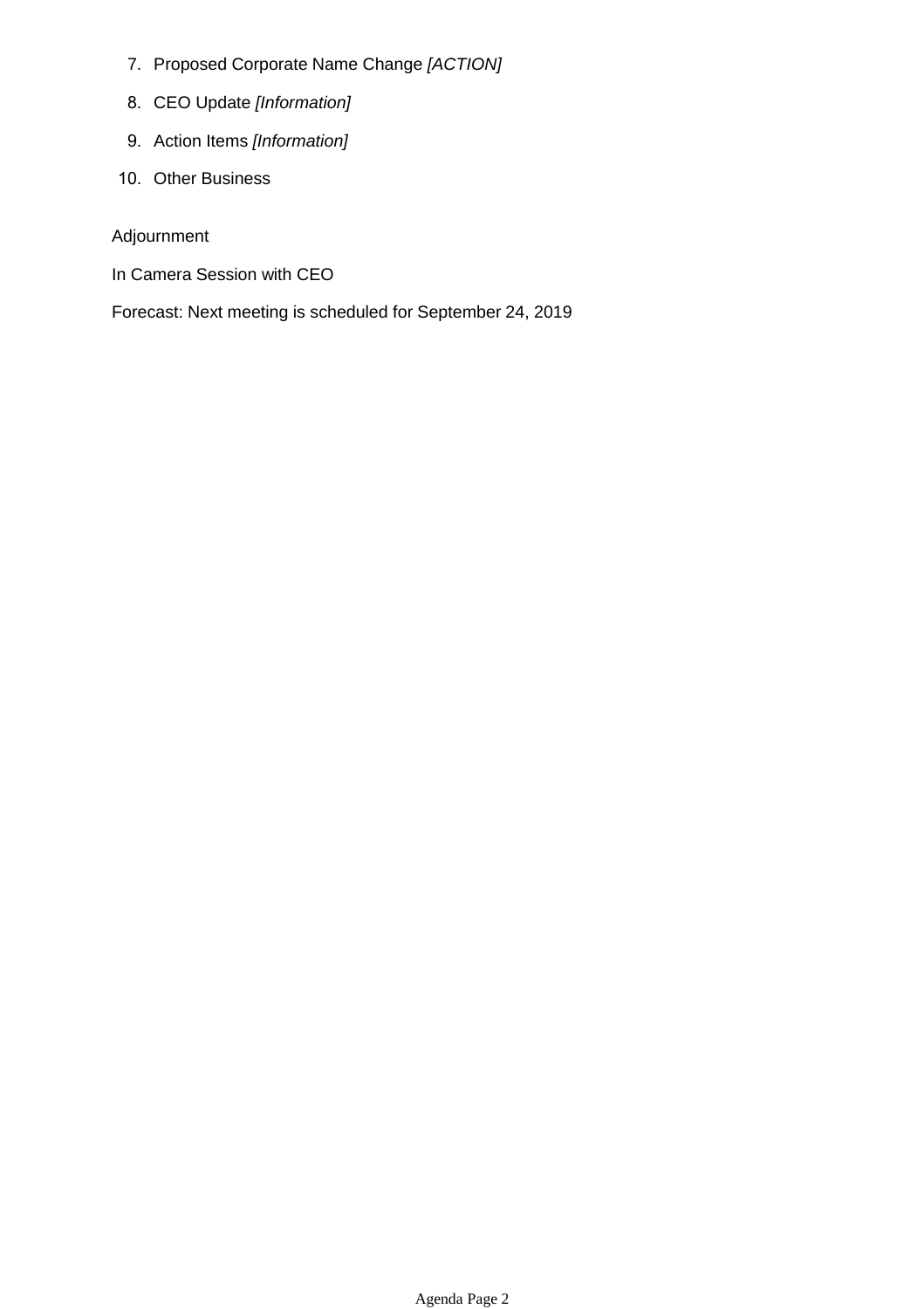7. Proposed Corporate Name Change *[ACTION]*
8. CEO Update *[Information]*
9. Action Items *[Information]*
10. Other Business

Adjournment

In Camera Session with CEO

Forecast: Next meeting is scheduled for September 24, 2019